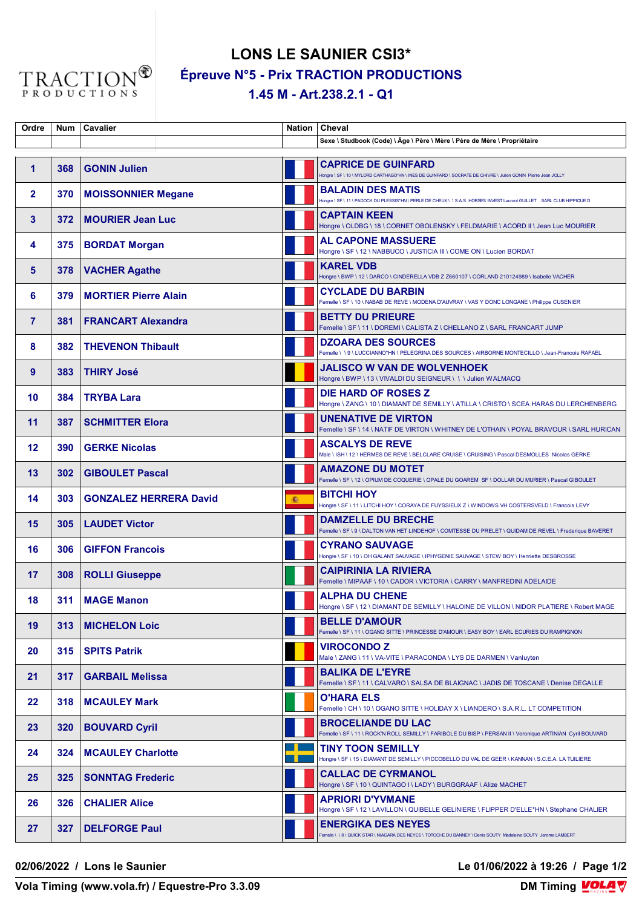# LONS LE SAUNIER CSI3*

## Épreuve N°5 - Prix TRACTION PRODUCTIONS

### 1.45 M - Art.238.2.1 - Q1

| Ordre | Num | Cavalier | Nation | Cheval |
|---|---|---|---|---|
| | | | | Sexe \ Studbook (Code) \ Âge \ Père \ Mère \ Père de Mère \ Propriétaire |
| 1 | 368 | GONIN Julien | | CAPRICE DE GUINFARD<br>Hongre \ SF \ 10 \ MYLORD CARTHAGO*HN \ INES DE GUINFARD \ SOCRATE DE CHIVRE \ Julien GONIN Pierre Jean JOLLY |
| 2 | 370 | MOISSONNIER Megane | | BALADIN DES MATIS<br>Hongre \ SF \ 11 \ PADOCK DU PLESSIS*HN \ PERLE DE CHEUX \ \ S.A.S. HORSES INVEST Laurent GUILLET SARL CLUB HIPPIQUE D |
| 3 | 372 | MOURIER Jean Luc | | CAPTAIN KEEN<br>Hongre \ OLDBG \ 18 \ CORNET OBOLENSKY \ FELDMARIE \ ACORD II \ Jean Luc MOURIER |
| 4 | 375 | BORDAT Morgan | | AL CAPONE MASSUERE<br>Hongre \ SF \ 12 \ NABBUCO \ JUSTICIA III \ COME ON \ Lucien BORDAT |
| 5 | 378 | VACHER Agathe | | KAREL VDB<br>Hongre \ BWP \ 12 \ DARCO \ CINDERELLA VDB Z Z660107 \ CORLAND 210124989 \ Isabelle VACHER |
| 6 | 379 | MORTIER Pierre Alain | | CYCLADE DU BARBIN<br>Femelle \ SF \ 10 \ NABAB DE REVE \ MODENA D'AUVRAY \ VAS Y DONC LONGANE \ Philippe CUSENIER |
| 7 | 381 | FRANCART Alexandra | | BETTY DU PRIEURE<br>Femelle \ SF \ 11 \ DOREMI \ CALISTA Z \ CHELLANO Z \ SARL FRANCART JUMP |
| 8 | 382 | THEVENON Thibault | | DZOARA DES SOURCES<br>Femelle \ \ 9 \ LUCCIANNO*HN \ PELEGRINA DES SOURCES \ AIRBORNE MONTECILLO \ Jean-Francois RAFAEL |
| 9 | 383 | THIRY José | | JALISCO W VAN DE WOLVENHOEK<br>Hongre \ BWP \ 13 \ VIVALDI DU SEIGNEUR \ \ \ Julien WALMACQ |
| 10 | 384 | TRYBA Lara | | DIE HARD OF ROSES Z<br>Hongre \ ZANG \ 10 \ DIAMANT DE SEMILLY \ ATILLA \ CRISTO \ SCEA HARAS DU LERCHENBERG |
| 11 | 387 | SCHMITTER Elora | | UNENATIVE DE VIRTON<br>Femelle \ SF \ 14 \ NATIF DE VIRTON \ WHITNEY DE L'OTHAIN \ POYAL BRAVOUR \ SARL HURICAN |
| 12 | 390 | GERKE Nicolas | | ASCALYS DE REVE<br>Male \ ISH \ 12 \ HERMES DE REVE \ BELCLARE CRUISE \ CRUISING \ Pascal DESMOLLES Nicolas GERKE |
| 13 | 302 | GIBOULET Pascal | | AMAZONE DU MOTET<br>Femelle \ SF \ 12 \ OPIUM DE COQUERIE \ OPALE DU GOAREM SF \ DOLLAR DU MURIER \ Pascal GIBOULET |
| 14 | 303 | GONZALEZ HERRERA David | | BITCHI HOY<br>Hongre \ SF \ 11 \ LITCHI HOY \ CORAYA DE FUYSSIEUX Z \ WINDOWS VH COSTERSVELD \ Francois LEVY |
| 15 | 305 | LAUDET Victor | | DAMZELLE DU BRECHE<br>Femelle \ SF \ 9 \ DALTON VAN HET LINDEHOF \ COMTESSE DU PRELET \ QUIDAM DE REVEL \ Frederique BAVERET |
| 16 | 306 | GIFFON Francois | | CYRANO SAUVAGE<br>Hongre \ SF \ 10 \ OH GALANT SAUVAGE \ IPHYGENIE SAUVAGE \ STEW BOY \ Henriette DESBROSSE |
| 17 | 308 | ROLLI Giuseppe | | CAIPIRINIA LA RIVIERA<br>Femelle \ MIPAAF \ 10 \ CADOR \ VICTORIA \ CARRY \ MANFREDINI ADELAIDE |
| 18 | 311 | MAGE Manon | | ALPHA DU CHENE<br>Hongre \ SF \ 12 \ DIAMANT DE SEMILLY \ HALOINE DE VILLON \ NIDOR PLATIERE \ Robert MAGE |
| 19 | 313 | MICHELON Loic | | BELLE D'AMOUR<br>Femelle \ SF \ 11 \ OGANO SITTE \ PRINCESSE D'AMOUR \ EASY BOY \ EARL ECURIES DU RAMPIGNON |
| 20 | 315 | SPITS Patrik | | VIROCONDO Z<br>Male \ ZANG \ 11 \ VA-VITE \ PARACONDA \ LYS DE DARMEN \ Vanluyten |
| 21 | 317 | GARBAIL Melissa | | BALIKA DE L'EYRE<br>Femelle \ SF \ 11 \ CALVARO \ SALSA DE BLAIGNAC \ JADIS DE TOSCANE \ Denise DEGALLE |
| 22 | 318 | MCAULEY Mark | | O'HARA ELS<br>Femelle \ CH \ 10 \ OGANO SITTE \ HOLIDAY X \ LIANDERO \ S.A.R.L. LT COMPETITION |
| 23 | 320 | BOUVARD Cyril | | BROCELIANDE DU LAC<br>Femelle \ SF \ 11 \ ROCK'N ROLL SEMILLY \ FARIBOLE DU BISP \ PERSAN II \ Veronique ARTINIAN Cyril BOUVARD |
| 24 | 324 | MCAULEY Charlotte | | TINY TOON SEMILLY<br>Hongre \ SF \ 15 \ DIAMANT DE SEMILLY \ PICCOBELLO DU VAL DE GEER \ KANNAN \ S.C.E.A. LA TUILIERE |
| 25 | 325 | SONNTAG Frederic | | CALLAC DE CYRMANOL<br>Hongre \ SF \ 10 \ QUINTAGO I \ LADY \ BURGGRAAF \ Alize MACHET |
| 26 | 326 | CHALIER Alice | | APRIORI D'YVMANE<br>Hongre \ SF \ 12 \ LAVILLON \ QUIBELLE GELINIERE \ FLIPPER D'ELLE*HN \ Stephane CHALIER |
| 27 | 327 | DELFORGE Paul | | ENERGIKA DES NEYES<br>Femelle \ \ 8 \ QUICK STAR \ NIAGARA DES NEYES \ TOTOCHE DU BANNEY \ Denis SOUTY Madeleine SOUTY Jerome LAMBERT |

02/06/2022 / Lons le Saunier — Le 01/06/2022 à 19:26

Vola Timing (www.vola.fr) / Equestre-Pro 3.3.09 — DM Timing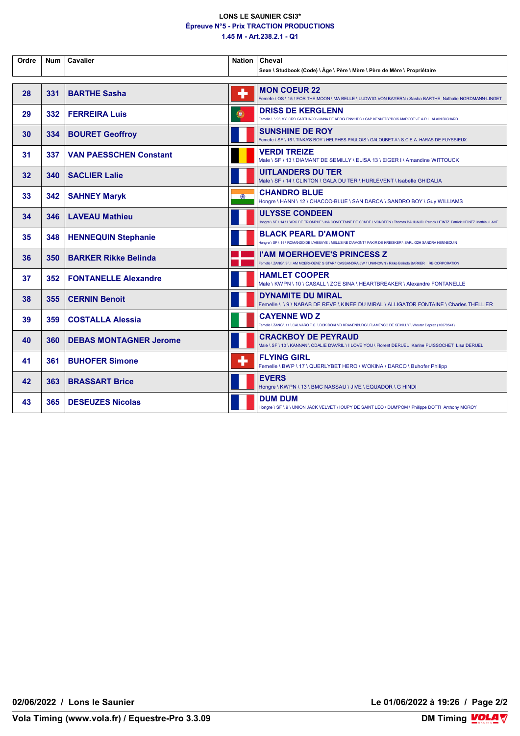**LONS LE SAUNIER CSI3***

**Épreuve N°5 - Prix TRACTION PRODUCTIONS**

**1.45 M - Art.238.2.1 - Q1**

| Ordre | Num | Cavalier | Nation | Cheval |
|---|---|---|---|---|
| | | | | Sexe \ Studbook (Code) \ Âge \ Père \ Mère \ Père de Mère \ Propriétaire |
| 28 | 331 | BARTHE Sasha | | MON COEUR 22 Femelle \ OS \ 15 \ FOR THE MOON \ MA BELLE \ LUDWIG VON BAYERN \ Sasha BARTHE Nathalie NORDMANN-LINGET |
| 29 | 332 | FERREIRA Luis | | DRISS DE KERGLENN Femelle \ \ 9 \ MYLORD CARTHAGO \ UNNA DE KERGLENN*HDC \ CAP KENNEDY*BOIS MARGOT \ E.A.R.L. ALAIN RICHARD |
| 30 | 334 | BOURET Geoffroy | | SUNSHINE DE ROY Femelle \ SF \ 16 \ TINKA'S BOY \ HELPHES PAULOIS \ GALOUBET A \ S.C.E.A. HARAS DE FUYSSIEUX |
| 31 | 337 | VAN PAESSCHEN Constant | | VERDI TREIZE Male \ SF \ 13 \ DIAMANT DE SEMILLY \ ELISA 13 \ EIGER I \ Amandine WITTOUCK |
| 32 | 340 | SACLIER Lalie | | UITLANDERS DU TER Male \ SF \ 14 \ CLINTON \ GALA DU TER \ HURLEVENT \ Isabelle GHIDALIA |
| 33 | 342 | SAHNEY Maryk | | CHANDRO BLUE Hongre \ HANN \ 12 \ CHACCO-BLUE \ SAN DARCA \ SANDRO BOY \ Guy WILLIAMS |
| 34 | 346 | LAVEAU Mathieu | | ULYSSE CONDEEN Hongre \ SF \ 14 \ L'ARC DE TRIOMPHE \ MA CONDEENNE DE CONDE \ VONDEEN \ Thomas BAHUAUD Patrick HEINTZ Patrick HEINTZ Mathieu LAVE |
| 35 | 348 | HENNEQUIN Stephanie | | BLACK PEARL D'AMONT Hongre \ SF \ 11 \ ROMANDO DE L'ABBAYE \ MELUSINE D'AMONT \ FAKIR DE KREISKER \ SARL G2H SANDRA HENNEQUIN |
| 36 | 350 | BARKER Rikke Belinda | | I'AM MOERHOEVE'S PRINCESS Z Femelle \ ZANG \ 9 \ I AM MOERHOEVE' S STAR \ CASSANDRA JW \ UNKNOWN \ Rikke Belinda BARKER RB CORPORATION |
| 37 | 352 | FONTANELLE Alexandre | | HAMLET COOPER Male \ KWPN \ 10 \ CASALL \ ZOE SINA \ HEARTBREAKER \ Alexandre FONTANELLE |
| 38 | 355 | CERNIN Benoit | | DYNAMITE DU MIRAL Femelle \ \ 9 \ NABAB DE REVE \ KINEE DU MIRAL \ ALLIGATOR FONTAINE \ Charles THELLIER |
| 39 | 359 | COSTALLA Alessia | | CAYENNE WD Z Femelle \ ZANG \ 11 \ CALVARO F.C. \ BOKIDOKI VD KRANENBURG \ FLAMENCO DE SEMILLY \ Wouter Depraz (10079541) |
| 40 | 360 | DEBAS MONTAGNER Jerome | | CRACKBOY DE PEYRAUD Male \ SF \ 10 \ KANNAN \ ODALIE D'AVRIL \ I LOVE YOU \ Florent DERUEL Karine PUISSOCHET Lisa DERUEL |
| 41 | 361 | BUHOFER Simone | | FLYING GIRL Femelle \ BWP \ 17 \ QUERLYBET HERO \ WOKINA \ DARCO \ Buhofer Philipp |
| 42 | 363 | BRASSART Brice | | EVERS Hongre \ KWPN \ 13 \ BMC NASSAU \ JIVE \ EQUADOR \ G HINDI |
| 43 | 365 | DESEUZES Nicolas | | DUM DUM Hongre \ SF \ 9 \ UNION JACK VELVET \ IOUPY DE SAINT LEO \ DUM'POM \ Philippe DOTTI Anthony MOROY |

02/06/2022 / Lons le Saunier

Le 01/06/2022 à 19:26

Vola Timing (www.vola.fr) / Equestre-Pro 3.3.09

DM Timing